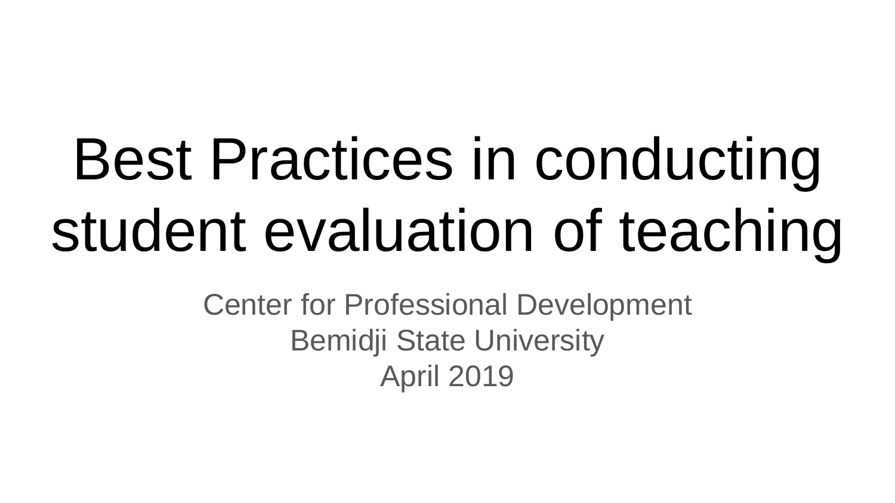# Best Practices in conducting student evaluation of teaching

Center for Professional Development
Bemidji State University
April 2019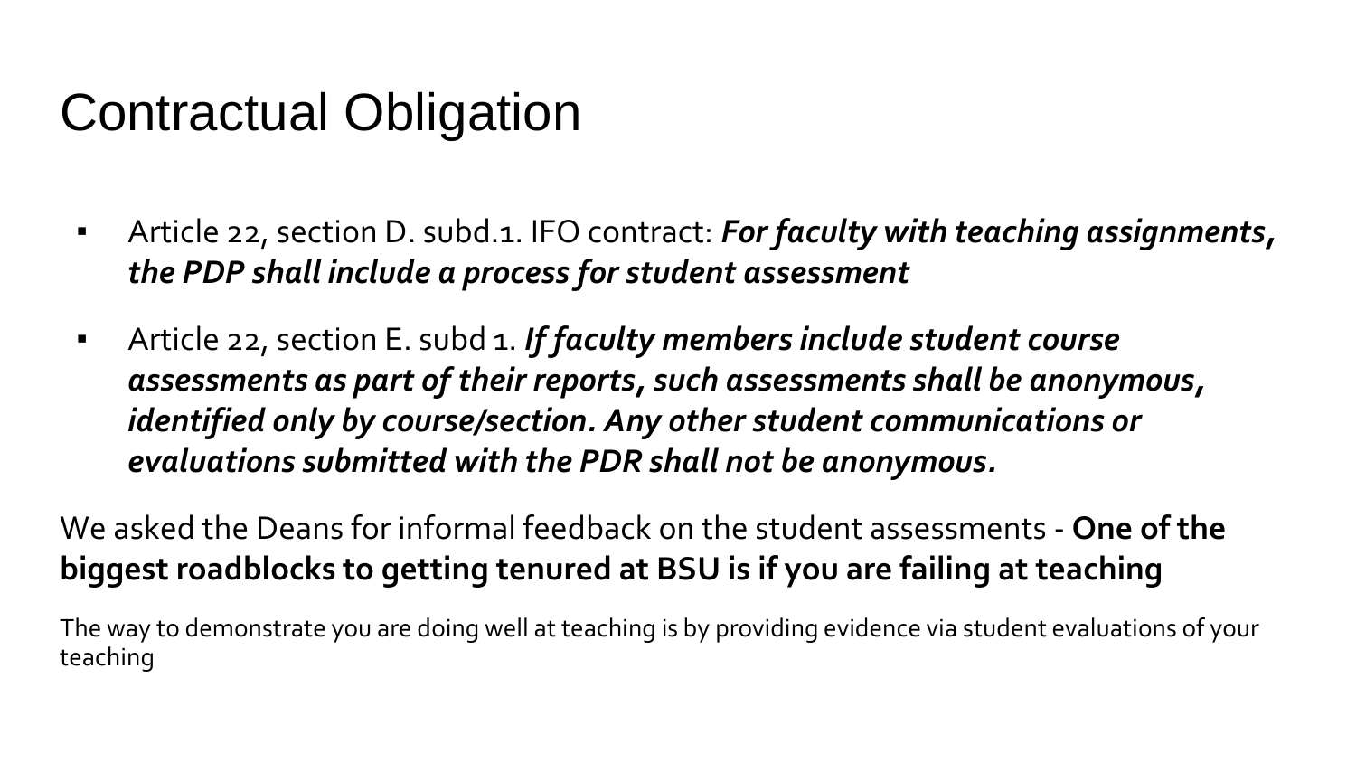# Contractual Obligation

- Article 22, section D. subd.1. IFO contract: ***For faculty with teaching assignments, the PDP shall include a process for student assessment***
- Article 22, section E. subd 1. ***If faculty members include student course assessments as part of their reports, such assessments shall be anonymous, identified only by course/section. Any other student communications or evaluations submitted with the PDR shall not be anonymous.***

We asked the Deans for informal feedback on the student assessments - **One of the biggest roadblocks to getting tenured at BSU is if you are failing at teaching**

The way to demonstrate you are doing well at teaching is by providing evidence via student evaluations of your teaching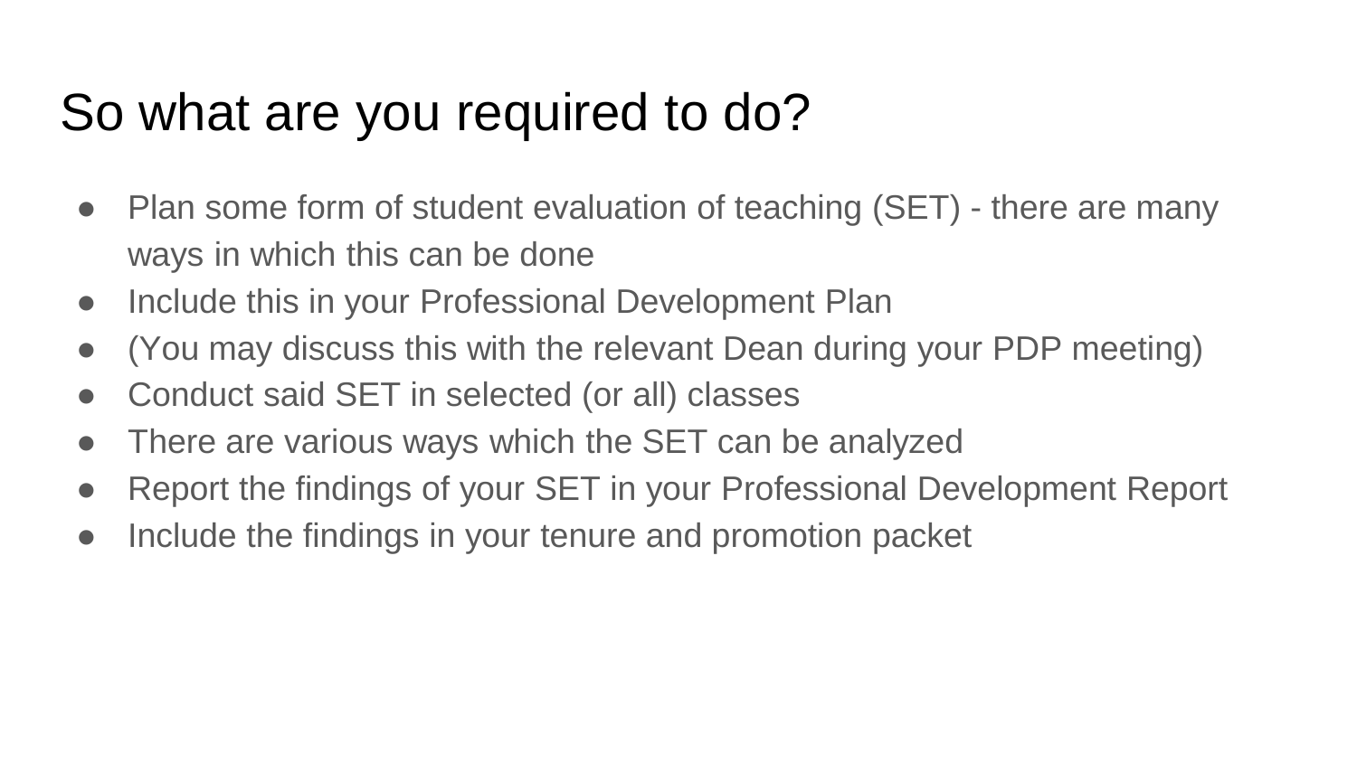# So what are you required to do?

- Plan some form of student evaluation of teaching (SET) - there are many ways in which this can be done
- Include this in your Professional Development Plan
- (You may discuss this with the relevant Dean during your PDP meeting)
- Conduct said SET in selected (or all) classes
- There are various ways which the SET can be analyzed
- Report the findings of your SET in your Professional Development Report
- Include the findings in your tenure and promotion packet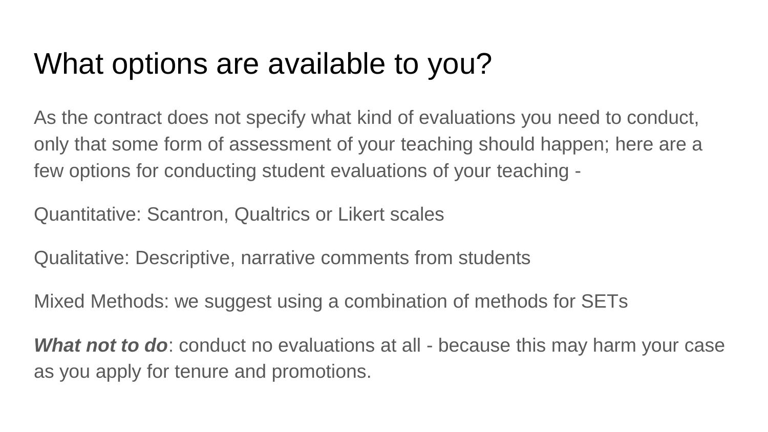# What options are available to you?

As the contract does not specify what kind of evaluations you need to conduct, only that some form of assessment of your teaching should happen; here are a few options for conducting student evaluations of your teaching -

Quantitative: Scantron, Qualtrics or Likert scales

Qualitative: Descriptive, narrative comments from students

Mixed Methods: we suggest using a combination of methods for SETs

***What not to do***: conduct no evaluations at all - because this may harm your case as you apply for tenure and promotions.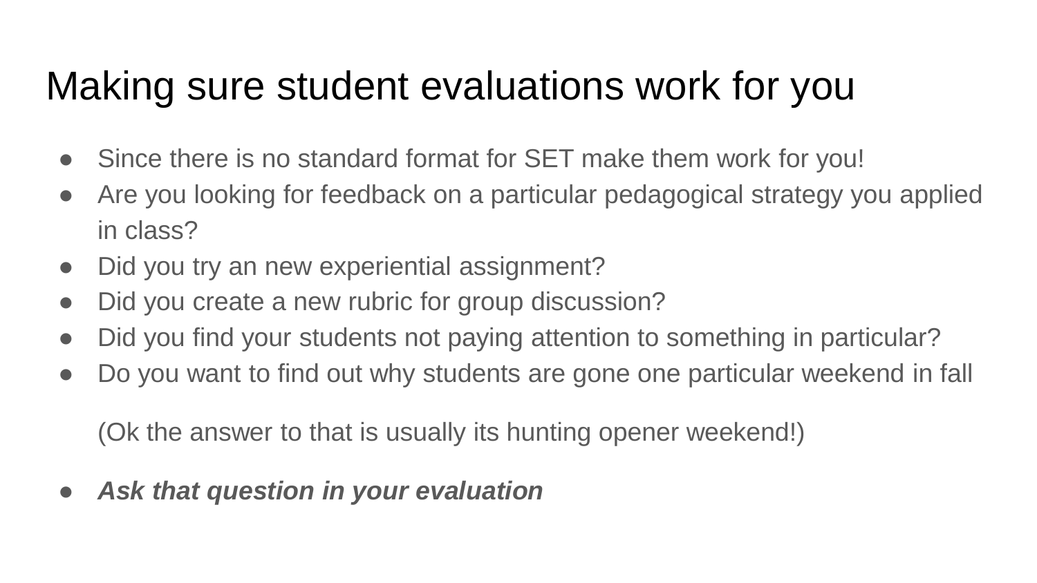# Making sure student evaluations work for you

- Since there is no standard format for SET make them work for you!
- Are you looking for feedback on a particular pedagogical strategy you applied in class?
- Did you try an new experiential assignment?
- Did you create a new rubric for group discussion?
- Did you find your students not paying attention to something in particular?
- Do you want to find out why students are gone one particular weekend in fall

  (Ok the answer to that is usually its hunting opener weekend!)

- ***Ask that question in your evaluation***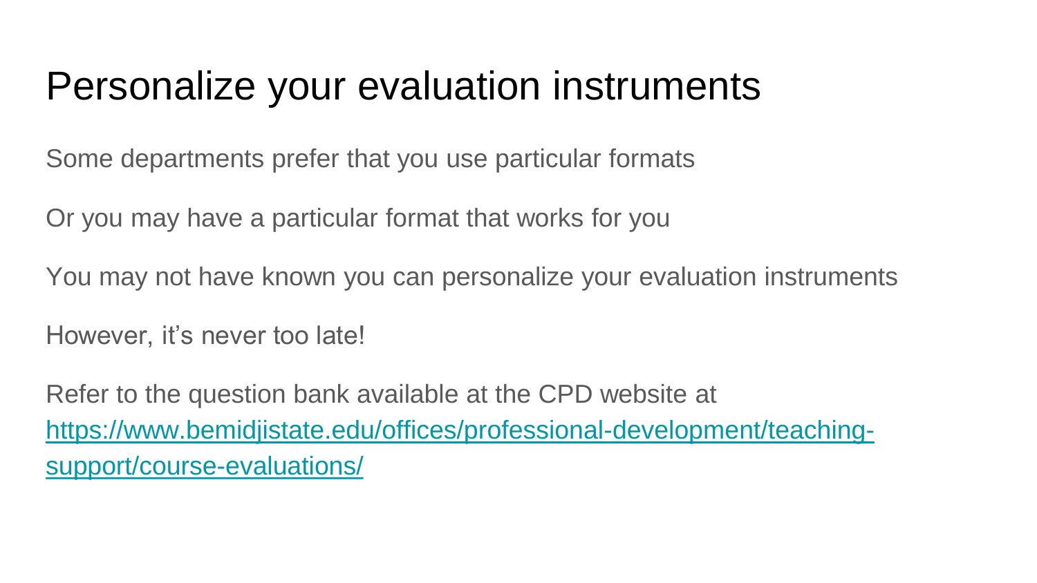# Personalize your evaluation instruments

Some departments prefer that you use particular formats

Or you may have a particular format that works for you

You may not have known you can personalize your evaluation instruments

However, it's never too late!

Refer to the question bank available at the CPD website at [https://www.bemidjistate.edu/offices/professional-development/teaching-support/course-evaluations/](https://www.bemidjistate.edu/offices/professional-development/teaching-support/course-evaluations/)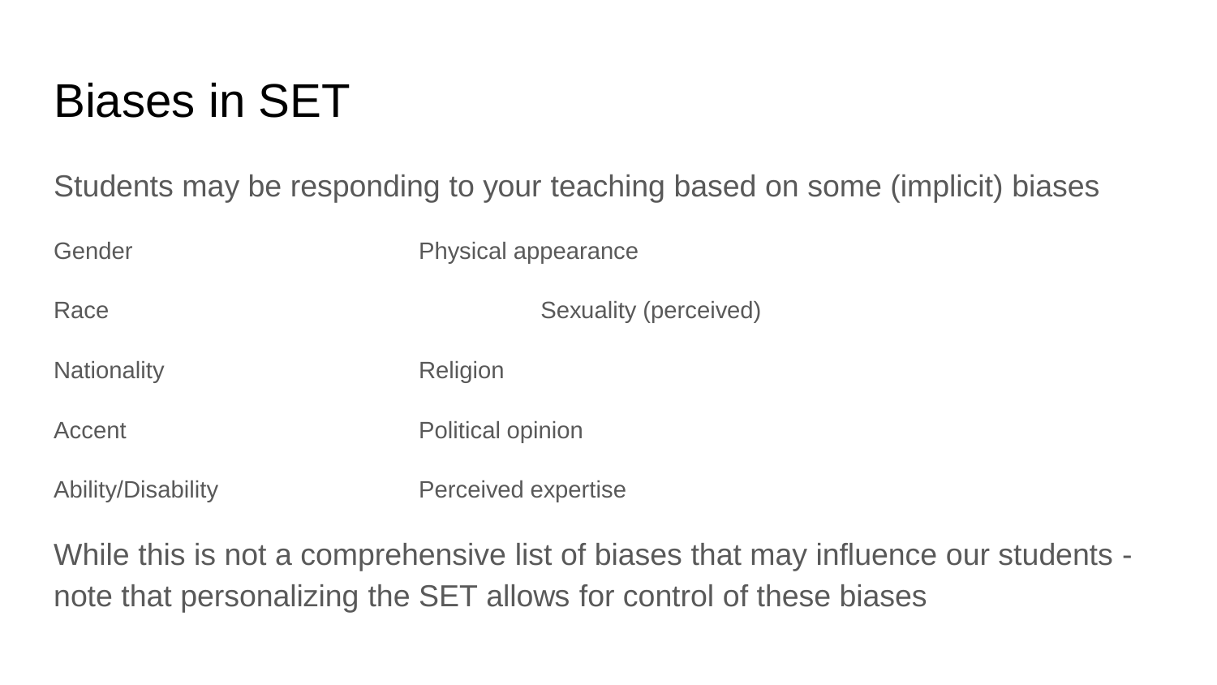# Biases in SET

Students may be responding to your teaching based on some (implicit) biases

- Gender
- Race
- Nationality
- Accent
- Ability/Disability
- Physical appearance
- Sexuality (perceived)
- Religion
- Political opinion
- Perceived expertise

While this is not a comprehensive list of biases that may influence our students - note that personalizing the SET allows for control of these biases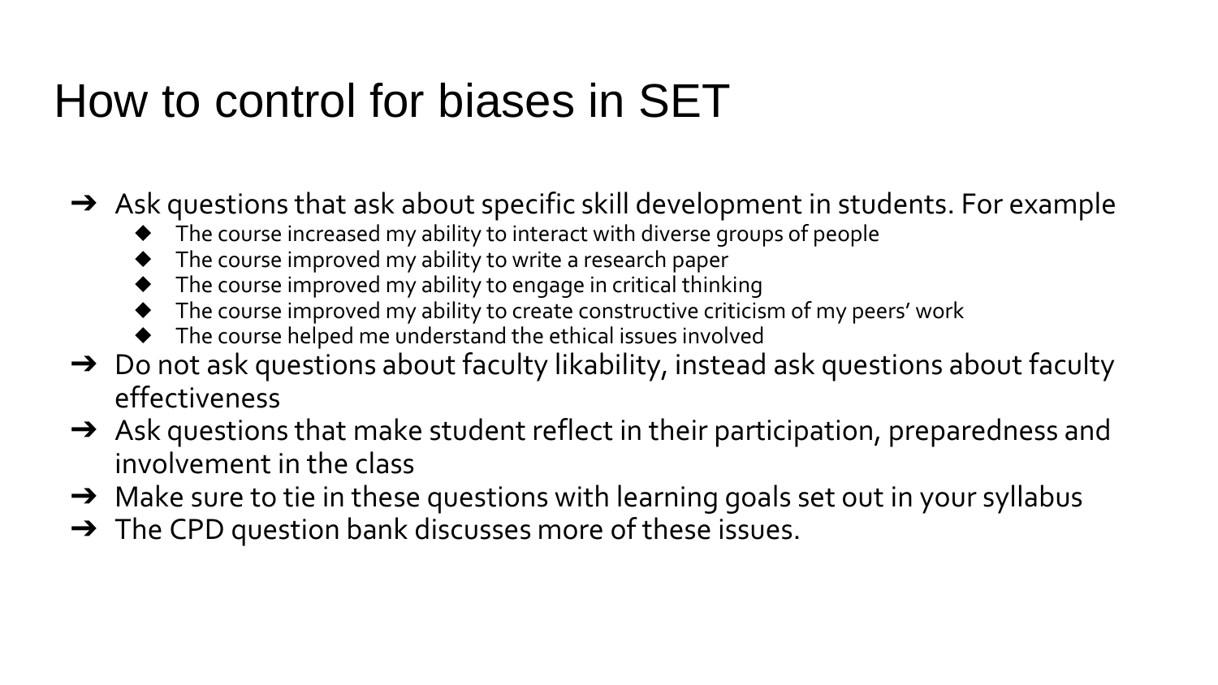# How to control for biases in SET

- Ask questions that ask about specific skill development in students. For example
  - The course increased my ability to interact with diverse groups of people
  - The course improved my ability to write a research paper
  - The course improved my ability to engage in critical thinking
  - The course improved my ability to create constructive criticism of my peers' work
  - The course helped me understand the ethical issues involved
- Do not ask questions about faculty likability, instead ask questions about faculty effectiveness
- Ask questions that make student reflect in their participation, preparedness and involvement in the class
- Make sure to tie in these questions with learning goals set out in your syllabus
- The CPD question bank discusses more of these issues.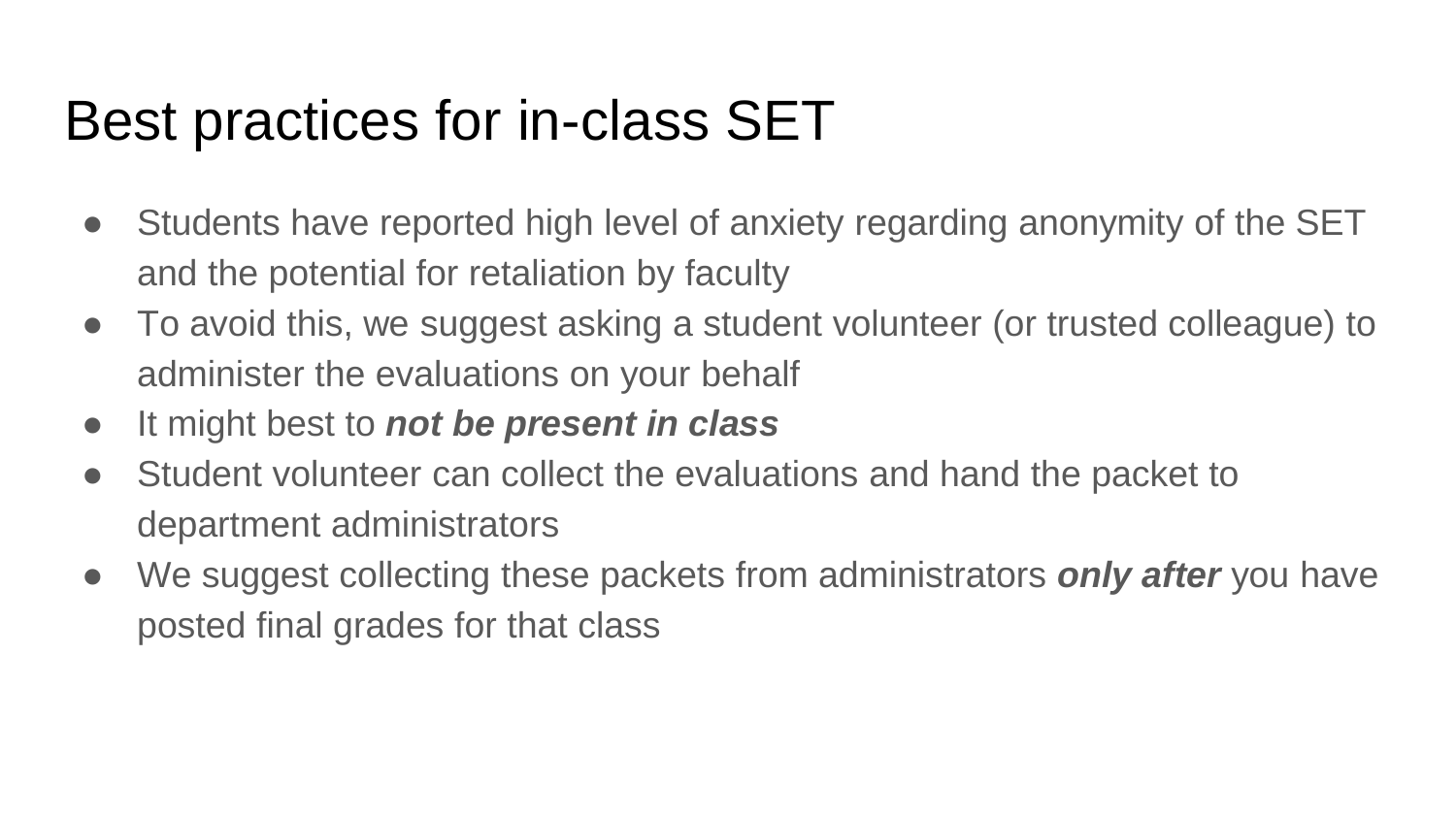# Best practices for in-class SET

- Students have reported high level of anxiety regarding anonymity of the SET and the potential for retaliation by faculty
- To avoid this, we suggest asking a student volunteer (or trusted colleague) to administer the evaluations on your behalf
- It might best to ***not be present in class***
- Student volunteer can collect the evaluations and hand the packet to department administrators
- We suggest collecting these packets from administrators ***only after*** you have posted final grades for that class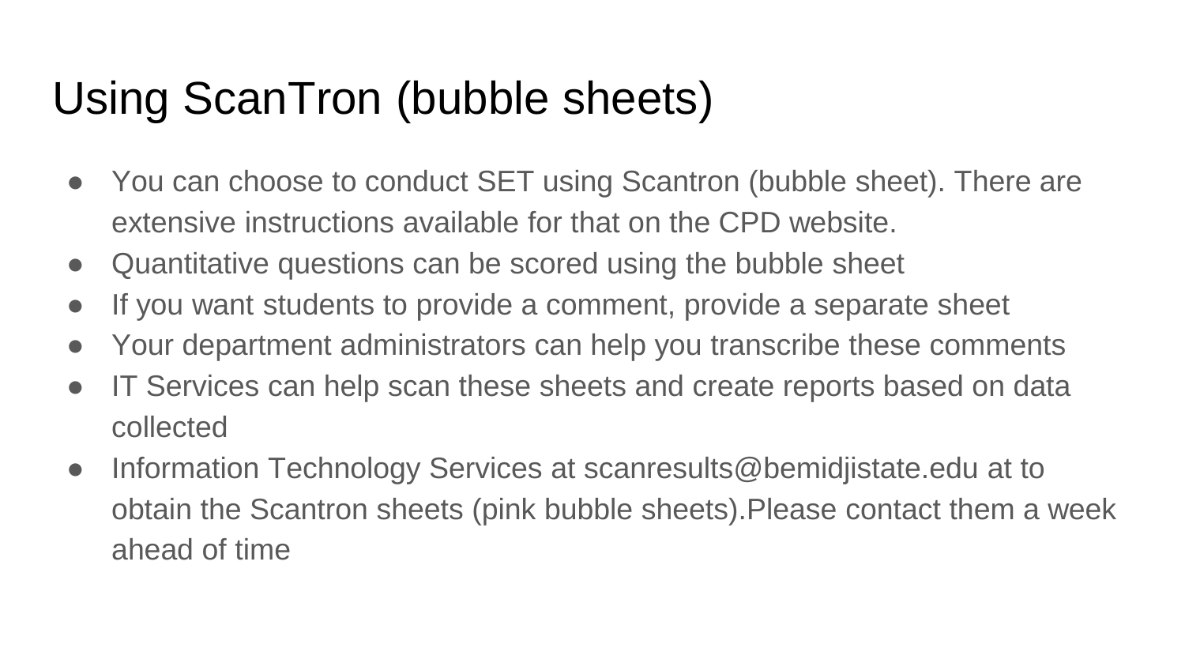# Using ScanTron (bubble sheets)

- You can choose to conduct SET using Scantron (bubble sheet). There are extensive instructions available for that on the CPD website.
- Quantitative questions can be scored using the bubble sheet
- If you want students to provide a comment, provide a separate sheet
- Your department administrators can help you transcribe these comments
- IT Services can help scan these sheets and create reports based on data collected
- Information Technology Services at scanresults@bemidjistate.edu at to obtain the Scantron sheets (pink bubble sheets).Please contact them a week ahead of time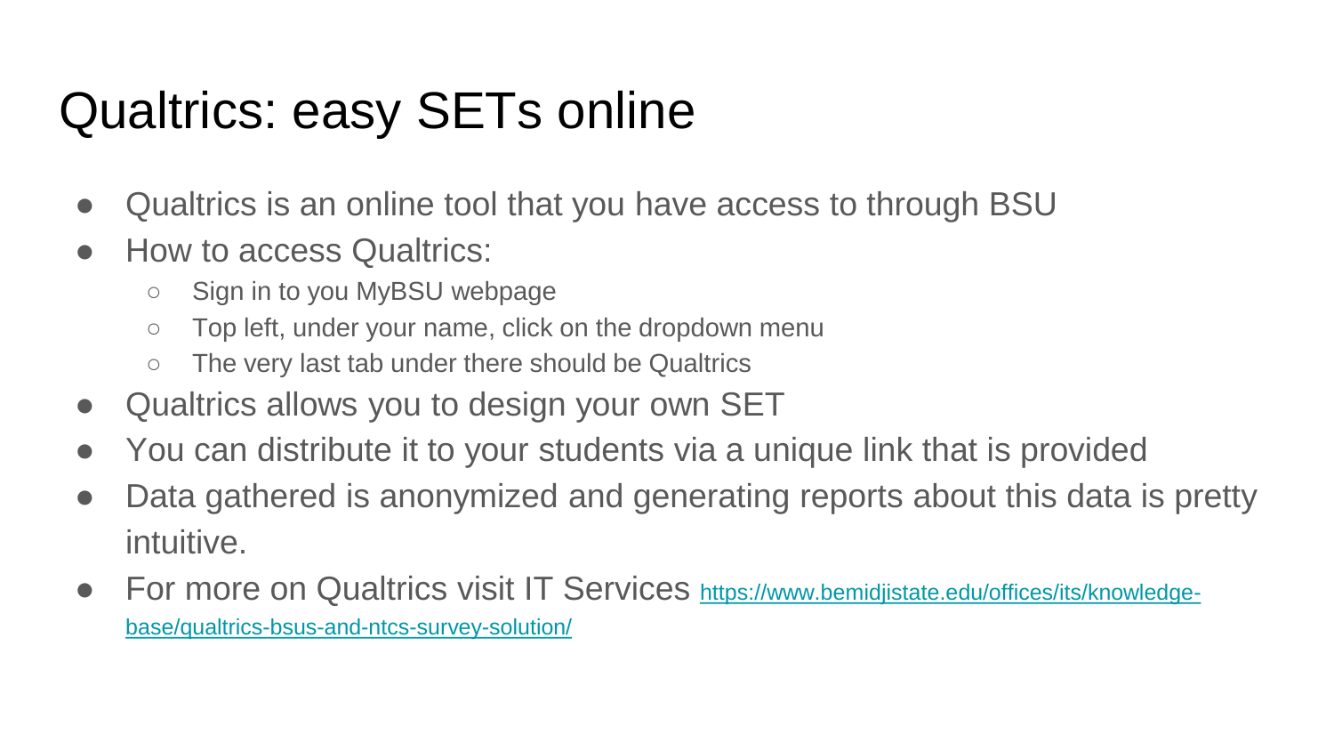# Qualtrics: easy SETs online

- Qualtrics is an online tool that you have access to through BSU
- How to access Qualtrics:
  - Sign in to you MyBSU webpage
  - Top left, under your name, click on the dropdown menu
  - The very last tab under there should be Qualtrics
- Qualtrics allows you to design your own SET
- You can distribute it to your students via a unique link that is provided
- Data gathered is anonymized and generating reports about this data is pretty intuitive.
- For more on Qualtrics visit IT Services https://www.bemidjistate.edu/offices/its/knowledge-base/qualtrics-bsus-and-ntcs-survey-solution/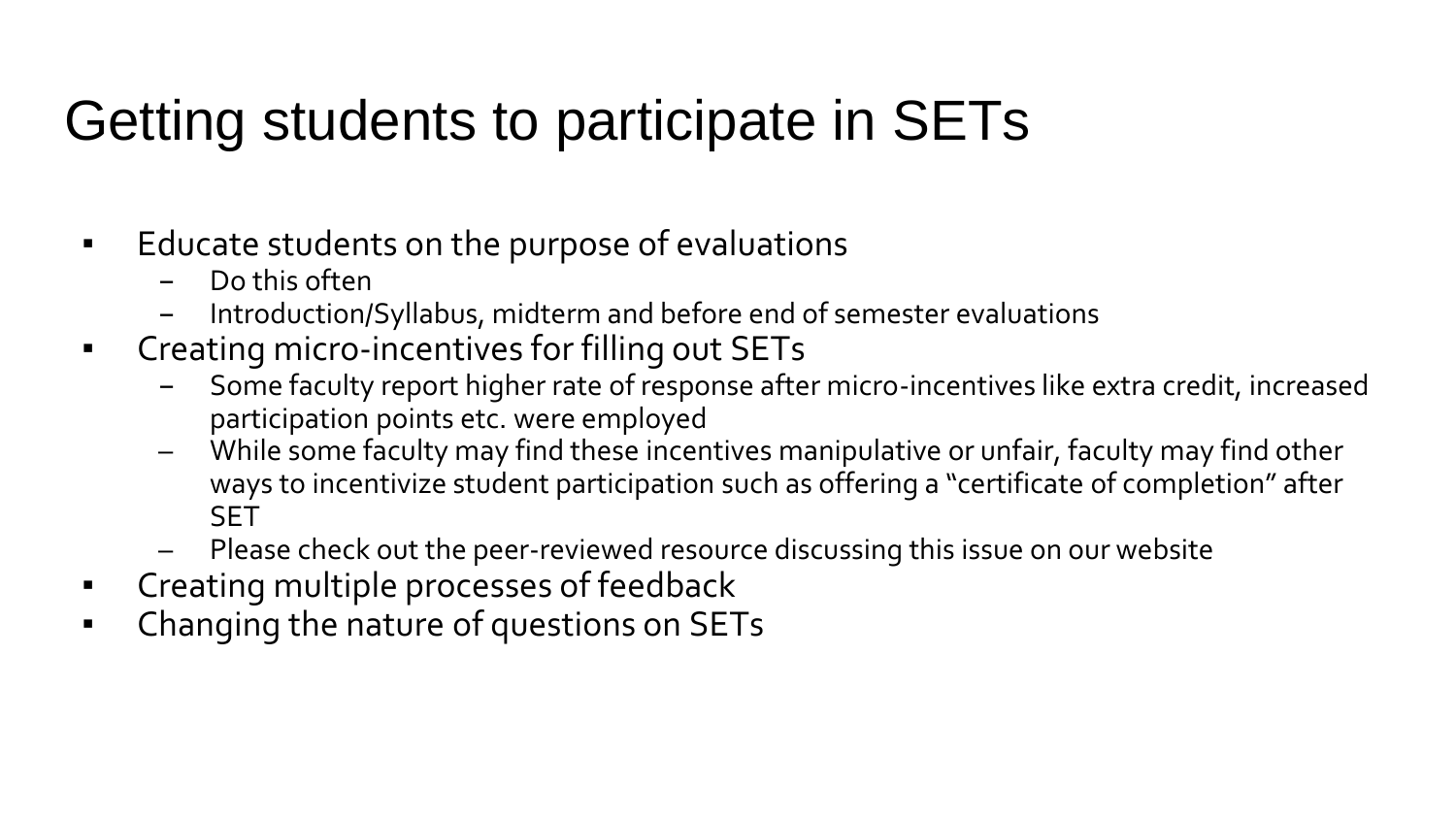# Getting students to participate in SETs

- Educate students on the purpose of evaluations
  - Do this often
  - Introduction/Syllabus, midterm and before end of semester evaluations
- Creating micro-incentives for filling out SETs
  - Some faculty report higher rate of response after micro-incentives like extra credit, increased participation points etc. were employed
  - While some faculty may find these incentives manipulative or unfair, faculty may find other ways to incentivize student participation such as offering a "certificate of completion" after SET
  - Please check out the peer-reviewed resource discussing this issue on our website
- Creating multiple processes of feedback
- Changing the nature of questions on SETs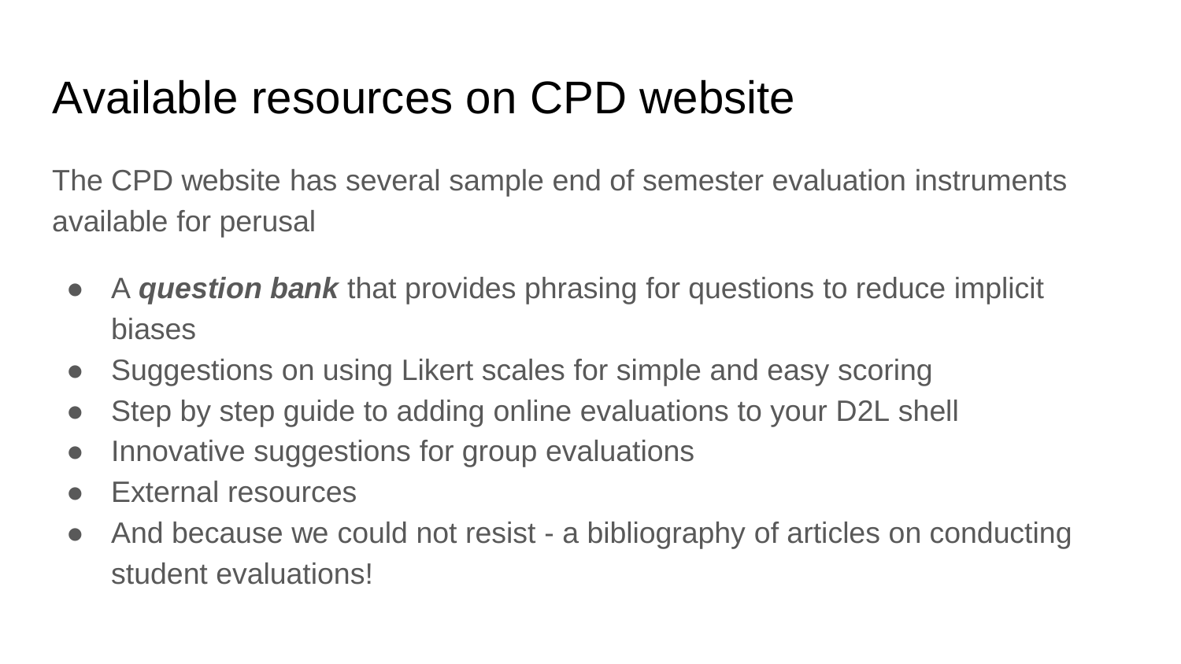# Available resources on CPD website

The CPD website has several sample end of semester evaluation instruments available for perusal

- A ***question bank*** that provides phrasing for questions to reduce implicit biases
- Suggestions on using Likert scales for simple and easy scoring
- Step by step guide to adding online evaluations to your D2L shell
- Innovative suggestions for group evaluations
- External resources
- And because we could not resist - a bibliography of articles on conducting student evaluations!